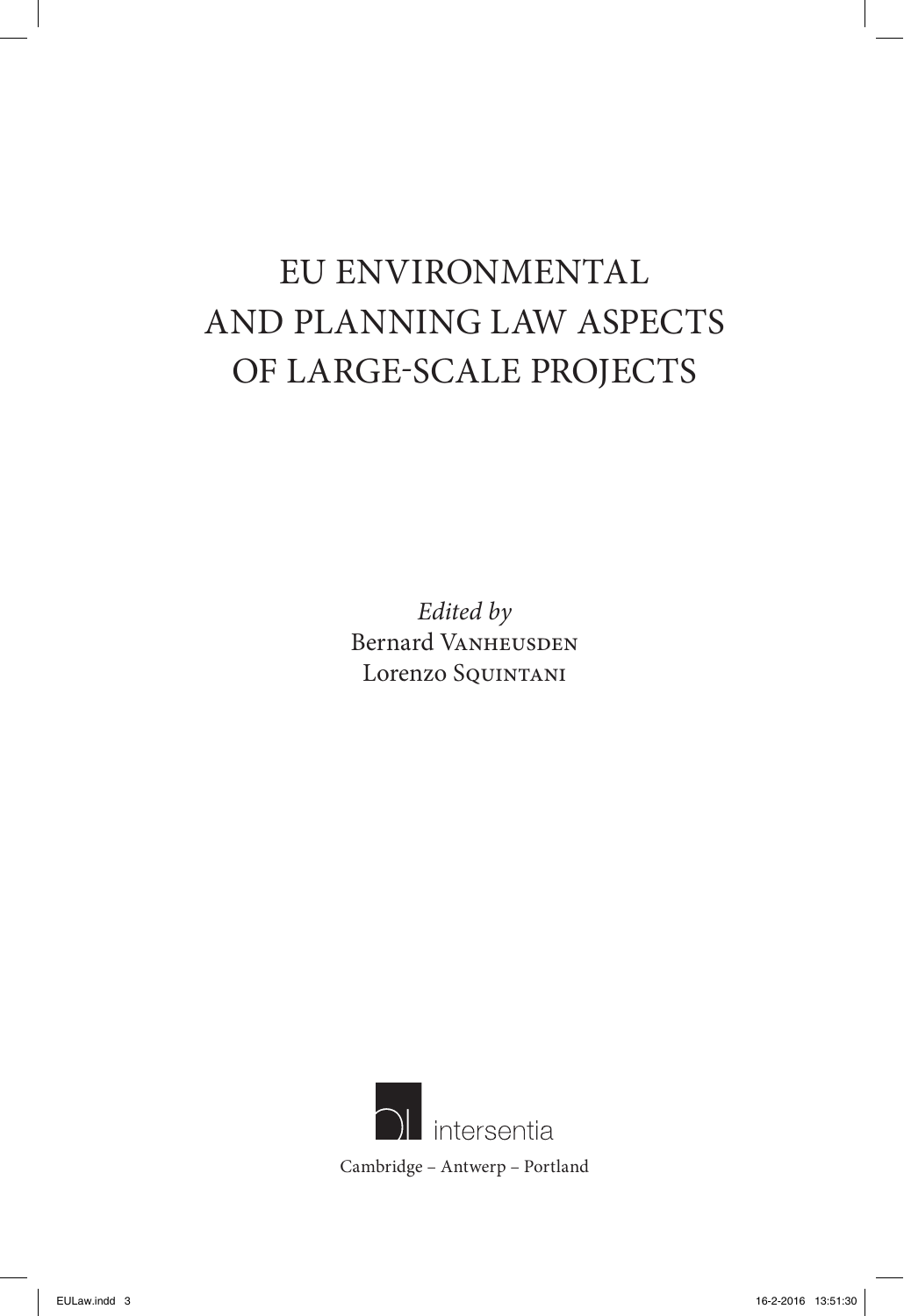# EU ENVIRONMENTAL AND PLANNING LAW ASPECTS OF LARGE-SCALE PROJECTS

*Edited by*
Bernard Vanheusden
Lorenzo Squintani

intersentia

Cambridge – Antwerp – Portland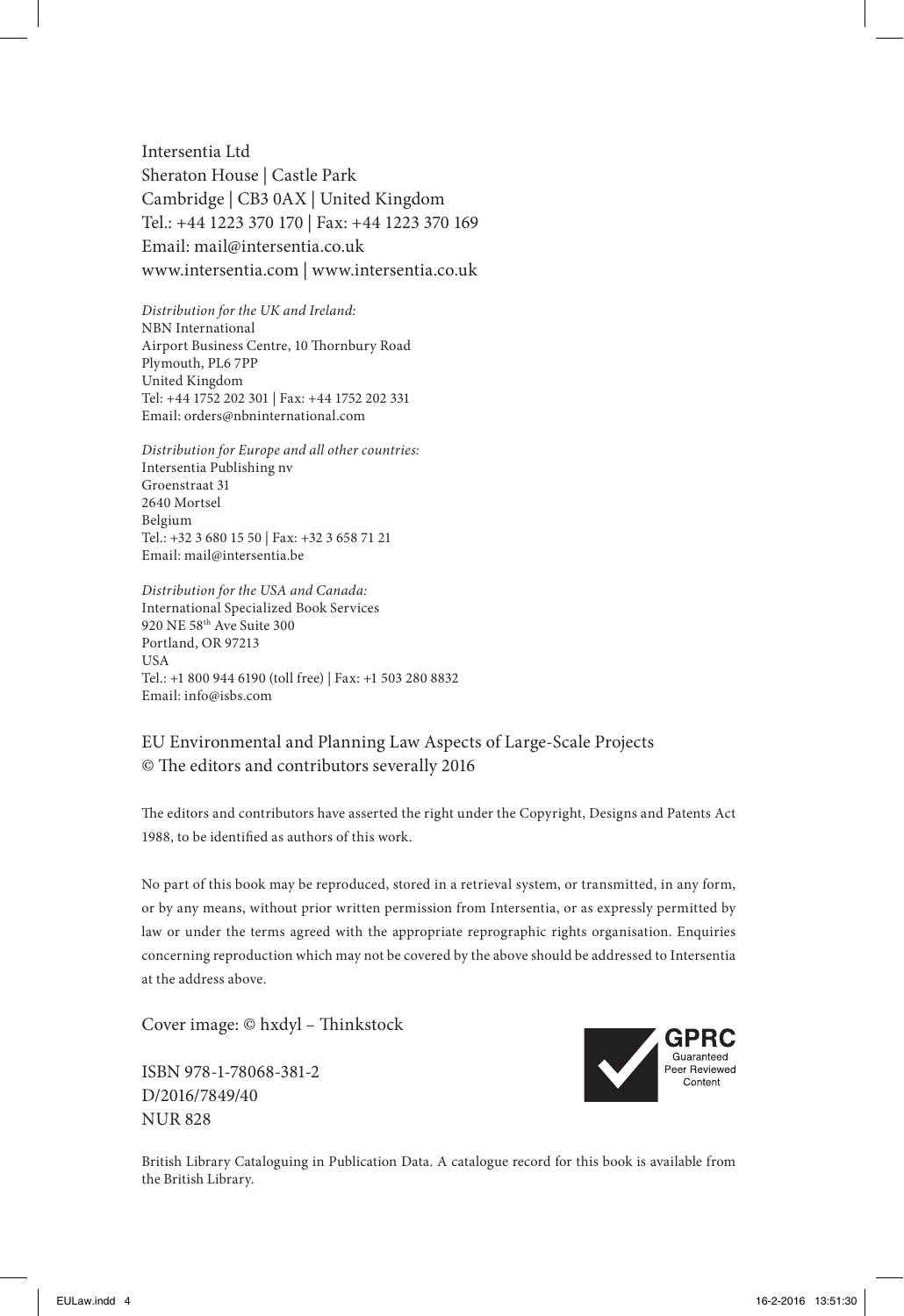Intersentia Ltd
Sheraton House | Castle Park
Cambridge | CB3 0AX | United Kingdom
Tel.: +44 1223 370 170 | Fax: +44 1223 370 169
Email: mail@intersentia.co.uk
www.intersentia.com | www.intersentia.co.uk

*Distribution for the UK and Ireland:*
NBN International
Airport Business Centre, 10 Thornbury Road
Plymouth, PL6 7PP
United Kingdom
Tel: +44 1752 202 301 | Fax: +44 1752 202 331
Email: orders@nbninternational.com

*Distribution for Europe and all other countries:*
Intersentia Publishing nv
Groenstraat 31
2640 Mortsel
Belgium
Tel.: +32 3 680 15 50 | Fax: +32 3 658 71 21
Email: mail@intersentia.be

*Distribution for the USA and Canada:*
International Specialized Book Services
920 NE 58th Ave Suite 300
Portland, OR 97213
USA
Tel.: +1 800 944 6190 (toll free) | Fax: +1 503 280 8832
Email: info@isbs.com

EU Environmental and Planning Law Aspects of Large-Scale Projects
© The editors and contributors severally 2016

The editors and contributors have asserted the right under the Copyright, Designs and Patents Act 1988, to be identified as authors of this work.

No part of this book may be reproduced, stored in a retrieval system, or transmitted, in any form, or by any means, without prior written permission from Intersentia, or as expressly permitted by law or under the terms agreed with the appropriate reprographic rights organisation. Enquiries concerning reproduction which may not be covered by the above should be addressed to Intersentia at the address above.

Cover image: © hxdyl – Thinkstock

ISBN 978-1-78068-381-2
D/2016/7849/40
NUR 828

GPRC Guaranteed Peer Reviewed Content

British Library Cataloguing in Publication Data. A catalogue record for this book is available from the British Library.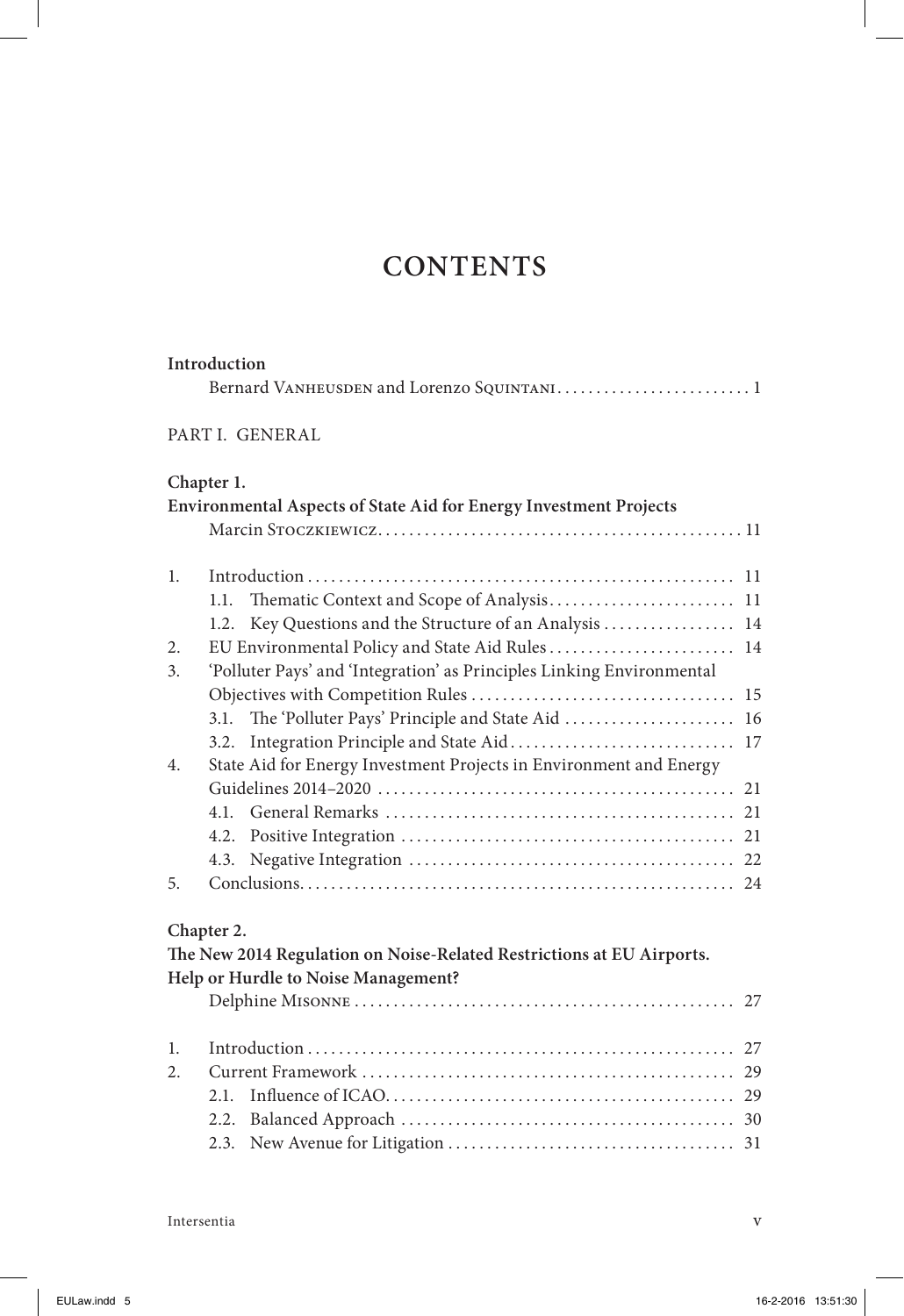# CONTENTS

**Introduction**

Bernard Vanheusden and Lorenzo Squintani . . . . . . . . . . . . . . . . . . . . . . . . 1

PART I. GENERAL

**Chapter 1.**
**Environmental Aspects of State Aid for Energy Investment Projects**

Marcin Stoczkiewicz . . . . . . . . . . . . . . . . . . . . . . . . . . . . . . . . . . . . . . . . . . . . . 11

1. Introduction . . . . . . . . . . . . . . . . . . . . . . . . . . . . . . . . . . . . . . . . . . . . . . . . 11
   1.1. Thematic Context and Scope of Analysis . . . . . . . . . . . . . . . . . . . . . . . 11
   1.2. Key Questions and the Structure of an Analysis . . . . . . . . . . . . . . . . 14
2. EU Environmental Policy and State Aid Rules . . . . . . . . . . . . . . . . . . . . . . 14
3. 'Polluter Pays' and 'Integration' as Principles Linking Environmental Objectives with Competition Rules . . . . . . . . . . . . . . . . . . . . . . . . . . . . . . . . 15
   3.1. The 'Polluter Pays' Principle and State Aid . . . . . . . . . . . . . . . . . . . . 16
   3.2. Integration Principle and State Aid . . . . . . . . . . . . . . . . . . . . . . . . . . . 17
4. State Aid for Energy Investment Projects in Environment and Energy Guidelines 2014–2020 . . . . . . . . . . . . . . . . . . . . . . . . . . . . . . . . . . . . . . . . . . . . 21
   4.1. General Remarks . . . . . . . . . . . . . . . . . . . . . . . . . . . . . . . . . . . . . . . . . . 21
   4.2. Positive Integration . . . . . . . . . . . . . . . . . . . . . . . . . . . . . . . . . . . . . . . . 21
   4.3. Negative Integration . . . . . . . . . . . . . . . . . . . . . . . . . . . . . . . . . . . . . . . 22
5. Conclusions . . . . . . . . . . . . . . . . . . . . . . . . . . . . . . . . . . . . . . . . . . . . . . . . . . 24

**Chapter 2.**
**The New 2014 Regulation on Noise-Related Restrictions at EU Airports. Help or Hurdle to Noise Management?**

Delphine Misonne . . . . . . . . . . . . . . . . . . . . . . . . . . . . . . . . . . . . . . . . . . . . . . . 27

1. Introduction . . . . . . . . . . . . . . . . . . . . . . . . . . . . . . . . . . . . . . . . . . . . . . . . 27
2. Current Framework . . . . . . . . . . . . . . . . . . . . . . . . . . . . . . . . . . . . . . . . . . . . 29
   2.1. Influence of ICAO . . . . . . . . . . . . . . . . . . . . . . . . . . . . . . . . . . . . . . . . . . 29
   2.2. Balanced Approach . . . . . . . . . . . . . . . . . . . . . . . . . . . . . . . . . . . . . . . . . 30
   2.3. New Avenue for Litigation . . . . . . . . . . . . . . . . . . . . . . . . . . . . . . . . . . . 31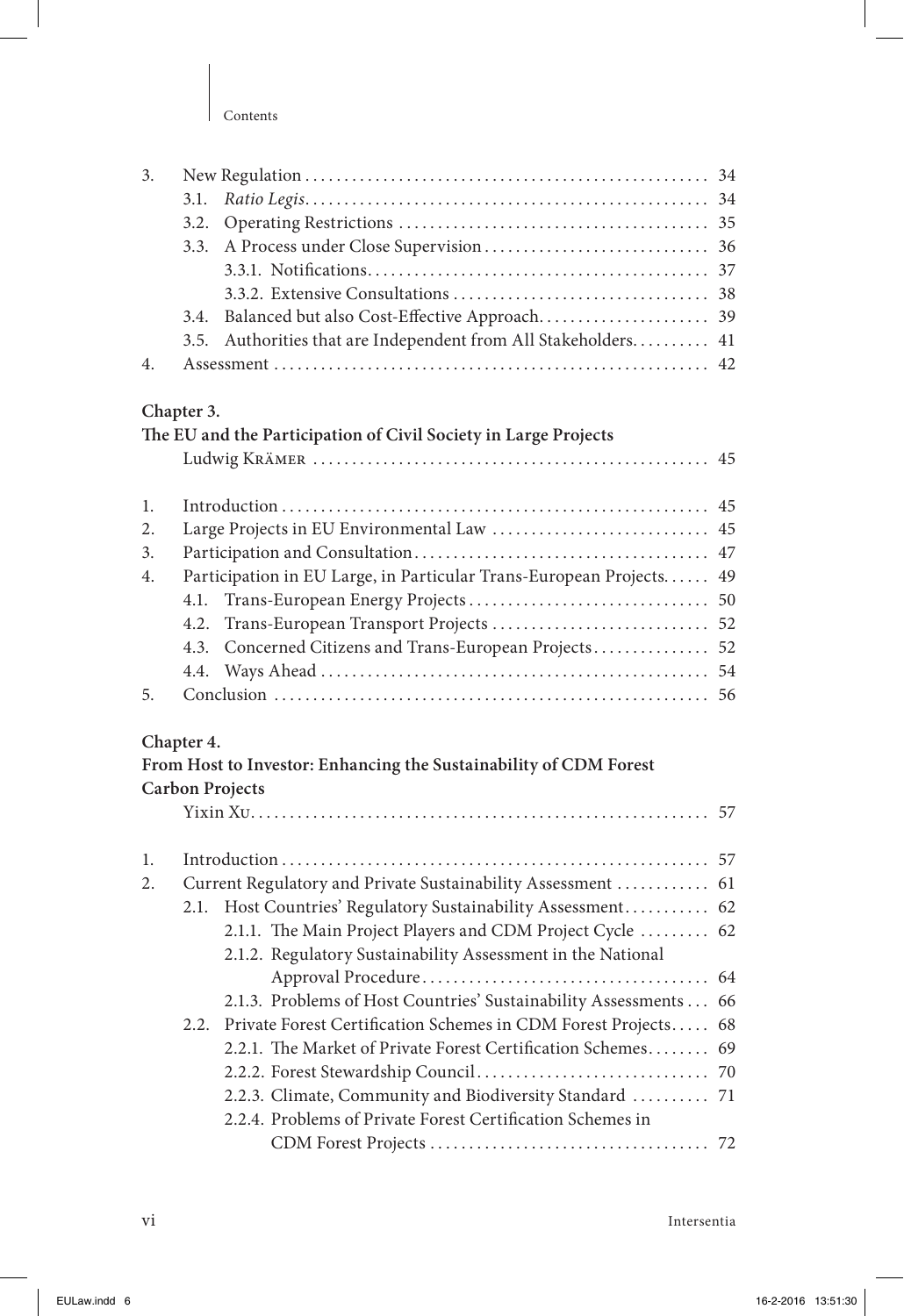3. New Regulation .................................................... 34
   - 3.1. *Ratio Legis*.................................................... 34
   - 3.2. Operating Restrictions ........................................ 35
   - 3.3. A Process under Close Supervision............................ 36
     - 3.3.1. Notifications............................................ 37
     - 3.3.2. Extensive Consultations ................................. 38
   - 3.4. Balanced but also Cost-Effective Approach...................... 39
   - 3.5. Authorities that are Independent from All Stakeholders.......... 41

4. Assessment ........................................................ 42

**Chapter 3.**
**The EU and the Participation of Civil Society in Large Projects**
Ludwig KRÄMER .................................................... 45

1. Introduction ...................................................... 45
2. Large Projects in EU Environmental Law ............................ 45
3. Participation and Consultation..................................... 47
4. Participation in EU Large, in Particular Trans-European Projects...... 49
   - 4.1. Trans-European Energy Projects............................... 50
   - 4.2. Trans-European Transport Projects ............................ 52
   - 4.3. Concerned Citizens and Trans-European Projects............... 52
   - 4.4. Ways Ahead ................................................. 54
5. Conclusion ....................................................... 56

**Chapter 4.**
**From Host to Investor: Enhancing the Sustainability of CDM Forest Carbon Projects**
Yixin XU.......................................................... 57

1. Introduction ...................................................... 57
2. Current Regulatory and Private Sustainability Assessment ............ 61
   - 2.1. Host Countries' Regulatory Sustainability Assessment........... 62
     - 2.1.1. The Main Project Players and CDM Project Cycle ......... 62
     - 2.1.2. Regulatory Sustainability Assessment in the National Approval Procedure.................................... 64
     - 2.1.3. Problems of Host Countries' Sustainability Assessments ... 66
   - 2.2. Private Forest Certification Schemes in CDM Forest Projects..... 68
     - 2.2.1. The Market of Private Forest Certification Schemes........ 69
     - 2.2.2. Forest Stewardship Council............................. 70
     - 2.2.3. Climate, Community and Biodiversity Standard .......... 71
     - 2.2.4. Problems of Private Forest Certification Schemes in CDM Forest Projects .................................... 72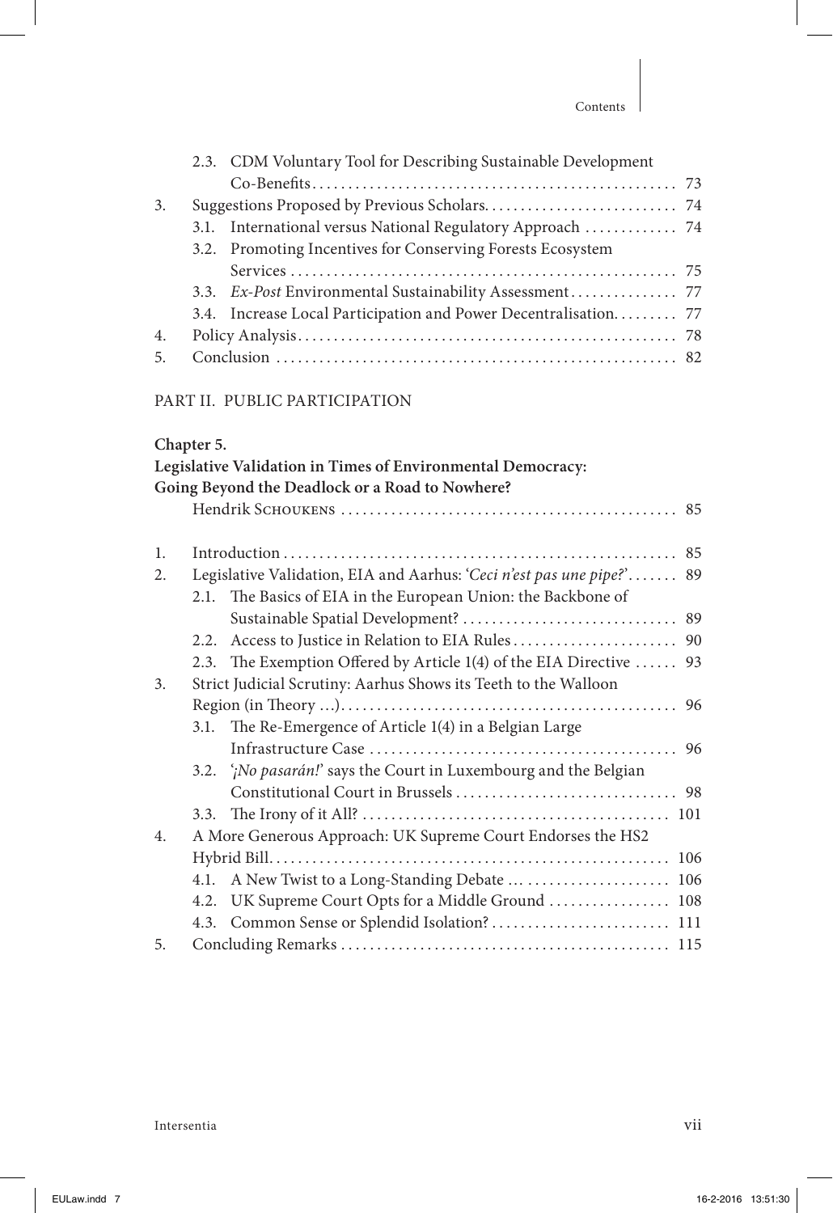2.3. CDM Voluntary Tool for Describing Sustainable Development Co-Benefits .......... 73

3. Suggestions Proposed by Previous Scholars .......... 74
   - 3.1. International versus National Regulatory Approach .......... 74
   - 3.2. Promoting Incentives for Conserving Forests Ecosystem Services .......... 75
   - 3.3. *Ex-Post* Environmental Sustainability Assessment .......... 77
   - 3.4. Increase Local Participation and Power Decentralisation .......... 77
4. Policy Analysis .......... 78
5. Conclusion .......... 82

## PART II. PUBLIC PARTICIPATION

### Chapter 5. Legislative Validation in Times of Environmental Democracy: Going Beyond the Deadlock or a Road to Nowhere?

Hendrik Schoukens .......... 85

1. Introduction .......... 85
2. Legislative Validation, EIA and Aarhus: '*Ceci n'est pas une pipe?*' .......... 89
   - 2.1. The Basics of EIA in the European Union: the Backbone of Sustainable Spatial Development? .......... 89
   - 2.2. Access to Justice in Relation to EIA Rules .......... 90
   - 2.3. The Exemption Offered by Article 1(4) of the EIA Directive .......... 93
3. Strict Judicial Scrutiny: Aarhus Shows its Teeth to the Walloon Region (in Theory ...) .......... 96
   - 3.1. The Re-Emergence of Article 1(4) in a Belgian Large Infrastructure Case .......... 96
   - 3.2. '*¡No pasarán!*' says the Court in Luxembourg and the Belgian Constitutional Court in Brussels .......... 98
   - 3.3. The Irony of it All? .......... 101
4. A More Generous Approach: UK Supreme Court Endorses the HS2 Hybrid Bill .......... 106
   - 4.1. A New Twist to a Long-Standing Debate ... .......... 106
   - 4.2. UK Supreme Court Opts for a Middle Ground .......... 108
   - 4.3. Common Sense or Splendid Isolation? .......... 111
5. Concluding Remarks .......... 115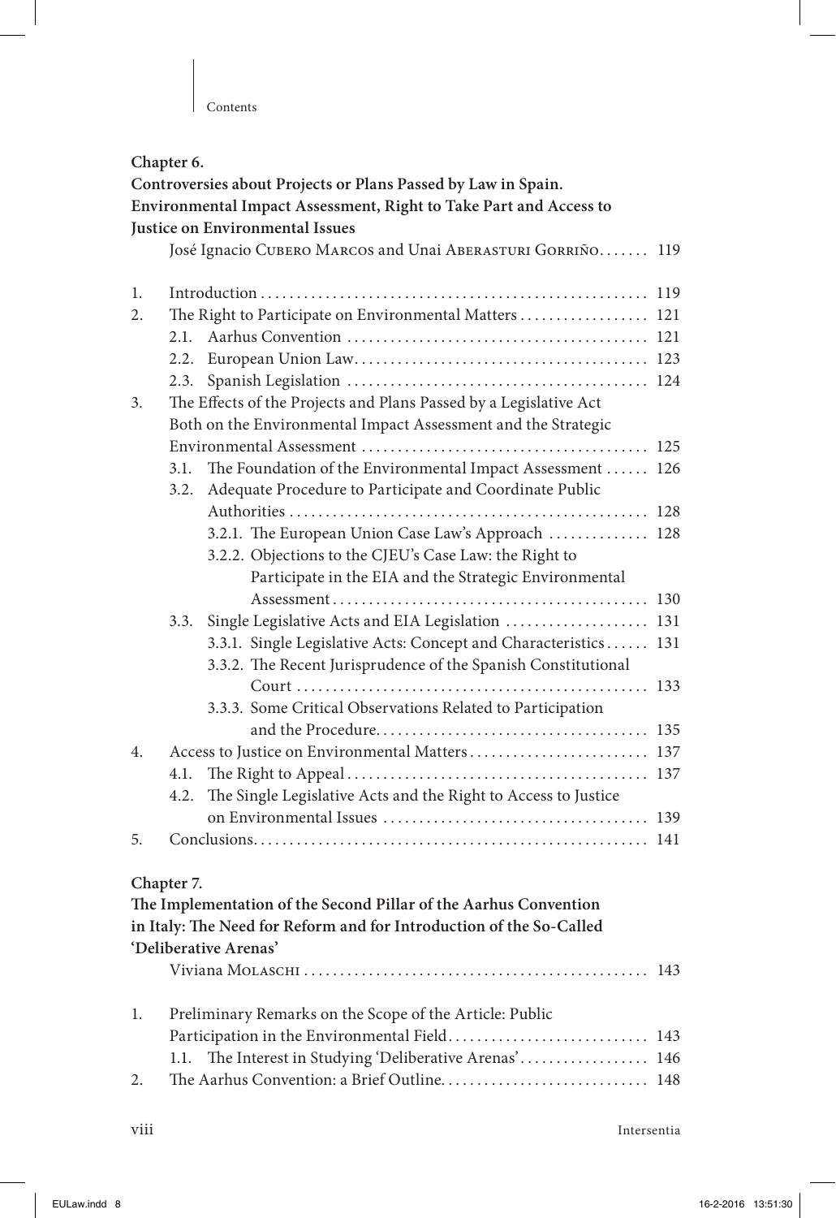**Chapter 6.**
**Controversies about Projects or Plans Passed by Law in Spain. Environmental Impact Assessment, Right to Take Part and Access to Justice on Environmental Issues**

José Ignacio Cubero Marcos and Unai Aberasturi Gorriño ....... 119

1. Introduction ..................................................... 119
2. The Right to Participate on Environmental Matters .................. 121
   - 2.1. Aarhus Convention .......................................... 121
   - 2.2. European Union Law......................................... 123
   - 2.3. Spanish Legislation ......................................... 124
3. The Effects of the Projects and Plans Passed by a Legislative Act Both on the Environmental Impact Assessment and the Strategic Environmental Assessment ........................................ 125
   - 3.1. The Foundation of the Environmental Impact Assessment ...... 126
   - 3.2. Adequate Procedure to Participate and Coordinate Public Authorities .................................................. 128
     - 3.2.1. The European Union Case Law's Approach .............. 128
     - 3.2.2. Objections to the CJEU's Case Law: the Right to Participate in the EIA and the Strategic Environmental Assessment........................................... 130
   - 3.3. Single Legislative Acts and EIA Legislation .................... 131
     - 3.3.1. Single Legislative Acts: Concept and Characteristics...... 131
     - 3.3.2. The Recent Jurisprudence of the Spanish Constitutional Court ............................................... 133
     - 3.3.3. Some Critical Observations Related to Participation and the Procedure..................................... 135
4. Access to Justice on Environmental Matters......................... 137
   - 4.1. The Right to Appeal.......................................... 137
   - 4.2. The Single Legislative Acts and the Right to Access to Justice on Environmental Issues ..................................... 139
5. Conclusions....................................................... 141

**Chapter 7.**
**The Implementation of the Second Pillar of the Aarhus Convention in Italy: The Need for Reform and for Introduction of the So-Called 'Deliberative Arenas'**

Viviana Molaschi ................................................ 143

1. Preliminary Remarks on the Scope of the Article: Public Participation in the Environmental Field............................ 143
   - 1.1. The Interest in Studying 'Deliberative Arenas'.................. 146
2. The Aarhus Convention: a Brief Outline............................. 148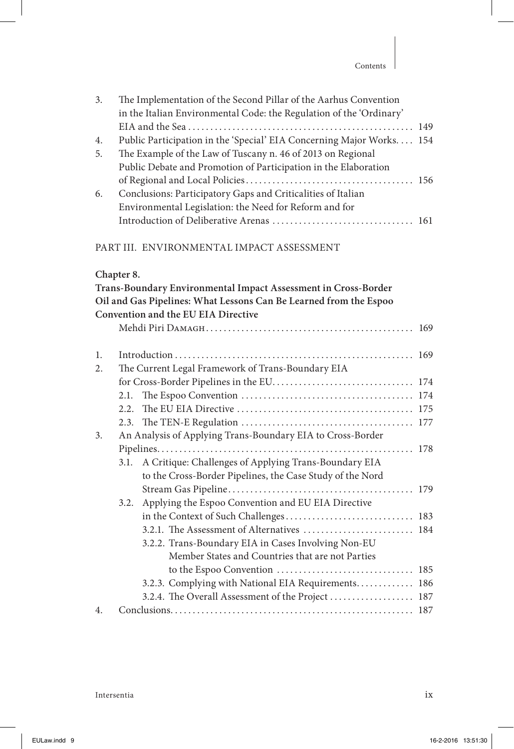3. The Implementation of the Second Pillar of the Aarhus Convention in the Italian Environmental Code: the Regulation of the 'Ordinary' EIA and the Sea . . . . . . . . . . 149
4. Public Participation in the 'Special' EIA Concerning Major Works. . . . 154
5. The Example of the Law of Tuscany n. 46 of 2013 on Regional Public Debate and Promotion of Participation in the Elaboration of Regional and Local Policies . . . . . . . . . . 156
6. Conclusions: Participatory Gaps and Criticalities of Italian Environmental Legislation: the Need for Reform and for Introduction of Deliberative Arenas . . . . . . . . . . 161

PART III. ENVIRONMENTAL IMPACT ASSESSMENT

**Chapter 8.**
**Trans-Boundary Environmental Impact Assessment in Cross-Border Oil and Gas Pipelines: What Lessons Can Be Learned from the Espoo Convention and the EU EIA Directive**
Mehdi Piri Damagh . . . . . . . . . . 169

1. Introduction . . . . . . . . . . 169
2. The Current Legal Framework of Trans-Boundary EIA for Cross-Border Pipelines in the EU. . . . . . . . . . 174
   2.1. The Espoo Convention . . . . . . . . . . 174
   2.2. The EU EIA Directive . . . . . . . . . . 175
   2.3. The TEN-E Regulation . . . . . . . . . . 177
3. An Analysis of Applying Trans-Boundary EIA to Cross-Border Pipelines. . . . . . . . . . 178
   3.1. A Critique: Challenges of Applying Trans-Boundary EIA to the Cross-Border Pipelines, the Case Study of the Nord Stream Gas Pipeline . . . . . . . . . . 179
   3.2. Applying the Espoo Convention and EU EIA Directive in the Context of Such Challenges . . . . . . . . . . 183
      3.2.1. The Assessment of Alternatives . . . . . . . . . . 184
      3.2.2. Trans-Boundary EIA in Cases Involving Non-EU Member States and Countries that are not Parties to the Espoo Convention . . . . . . . . . . 185
      3.2.3. Complying with National EIA Requirements. . . . . . . . . . 186
      3.2.4. The Overall Assessment of the Project . . . . . . . . . . 187
4. Conclusions. . . . . . . . . . 187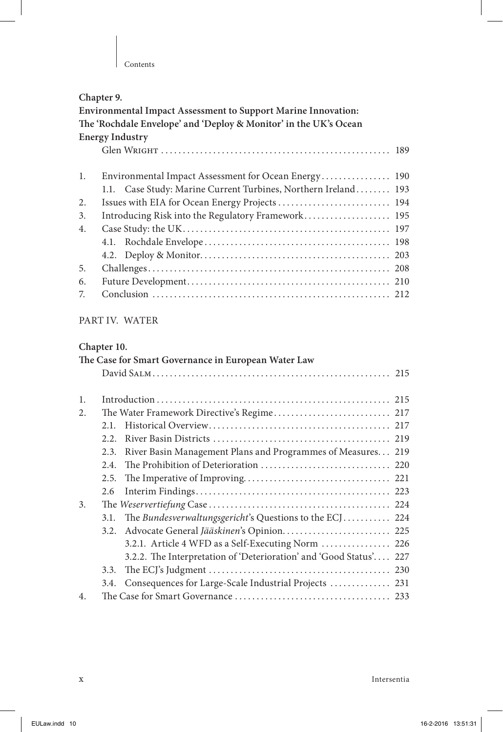**Chapter 9.**
**Environmental Impact Assessment to Support Marine Innovation: The 'Rochdale Envelope' and 'Deploy & Monitor' in the UK's Ocean Energy Industry**
Glen Wright . . . . . . . . . . 189

1. Environmental Impact Assessment for Ocean Energy . . . . . . . . . . 190
   1.1. Case Study: Marine Current Turbines, Northern Ireland . . . . . . . . . . 193
2. Issues with EIA for Ocean Energy Projects . . . . . . . . . . 194
3. Introducing Risk into the Regulatory Framework . . . . . . . . . . 195
4. Case Study: the UK . . . . . . . . . . 197
   4.1. Rochdale Envelope . . . . . . . . . . 198
   4.2. Deploy & Monitor . . . . . . . . . . 203
5. Challenges . . . . . . . . . . 208
6. Future Development . . . . . . . . . . 210
7. Conclusion . . . . . . . . . . 212

PART IV. WATER

**Chapter 10.**
**The Case for Smart Governance in European Water Law**
David Salm . . . . . . . . . . 215

1. Introduction . . . . . . . . . . 215
2. The Water Framework Directive's Regime . . . . . . . . . . 217
   2.1. Historical Overview . . . . . . . . . . 217
   2.2. River Basin Districts . . . . . . . . . . 219
   2.3. River Basin Management Plans and Programmes of Measures . . . 219
   2.4. The Prohibition of Deterioration . . . . . . . . . . 220
   2.5. The Imperative of Improving . . . . . . . . . . 221
   2.6 Interim Findings . . . . . . . . . . 223
3. The *Weservertiefung* Case . . . . . . . . . . 224
   3.1. The *Bundesverwaltungsgericht*'s Questions to the ECJ . . . . . . . . . . 224
   3.2. Advocate General *Jääskinen*'s Opinion . . . . . . . . . . 225
      3.2.1. Article 4 WFD as a Self-Executing Norm . . . . . . . . . . 226
      3.2.2. The Interpretation of 'Deterioration' and 'Good Status' . . . . 227
   3.3. The ECJ's Judgment . . . . . . . . . . 230
   3.4. Consequences for Large-Scale Industrial Projects . . . . . . . . . . 231
4. The Case for Smart Governance . . . . . . . . . . 233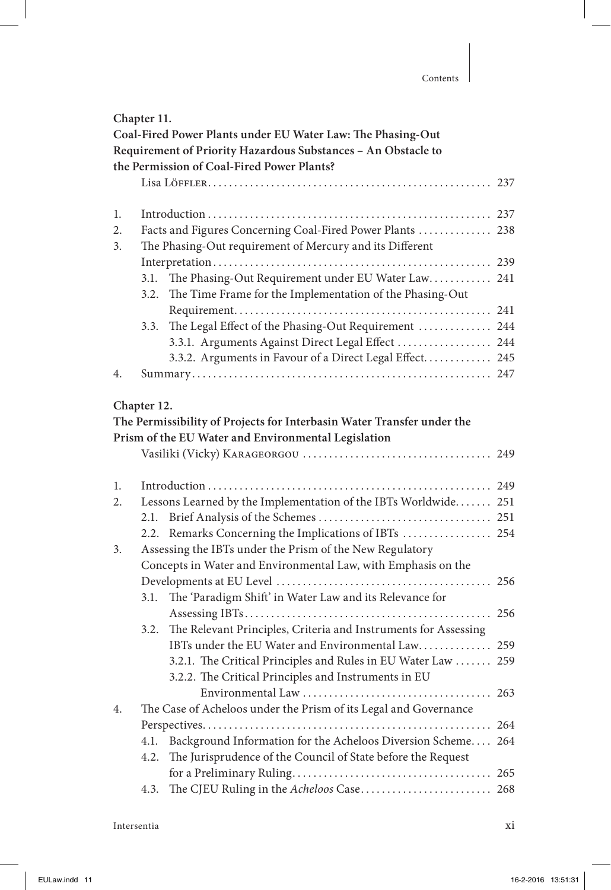**Chapter 11.**
**Coal-Fired Power Plants under EU Water Law: The Phasing-Out Requirement of Priority Hazardous Substances – An Obstacle to the Permission of Coal-Fired Power Plants?**

Lisa Löffler ..... 237

1. Introduction ..... 237
2. Facts and Figures Concerning Coal-Fired Power Plants ..... 238
3. The Phasing-Out requirement of Mercury and its Different Interpretation ..... 239
   - 3.1. The Phasing-Out Requirement under EU Water Law ..... 241
   - 3.2. The Time Frame for the Implementation of the Phasing-Out Requirement ..... 241
   - 3.3. The Legal Effect of the Phasing-Out Requirement ..... 244
     - 3.3.1. Arguments Against Direct Legal Effect ..... 244
     - 3.3.2. Arguments in Favour of a Direct Legal Effect ..... 245
4. Summary ..... 247

**Chapter 12.**
**The Permissibility of Projects for Interbasin Water Transfer under the Prism of the EU Water and Environmental Legislation**

Vasiliki (Vicky) Karageorgou ..... 249

1. Introduction ..... 249
2. Lessons Learned by the Implementation of the IBTs Worldwide ..... 251
   - 2.1. Brief Analysis of the Schemes ..... 251
   - 2.2. Remarks Concerning the Implications of IBTs ..... 254
3. Assessing the IBTs under the Prism of the New Regulatory Concepts in Water and Environmental Law, with Emphasis on the Developments at EU Level ..... 256
   - 3.1. The 'Paradigm Shift' in Water Law and its Relevance for Assessing IBTs ..... 256
   - 3.2. The Relevant Principles, Criteria and Instruments for Assessing IBTs under the EU Water and Environmental Law ..... 259
     - 3.2.1. The Critical Principles and Rules in EU Water Law ..... 259
     - 3.2.2. The Critical Principles and Instruments in EU Environmental Law ..... 263
4. The Case of Acheloos under the Prism of its Legal and Governance Perspectives ..... 264
   - 4.1. Background Information for the Acheloos Diversion Scheme ..... 264
   - 4.2. The Jurisprudence of the Council of State before the Request for a Preliminary Ruling ..... 265
   - 4.3. The CJEU Ruling in the *Acheloos* Case ..... 268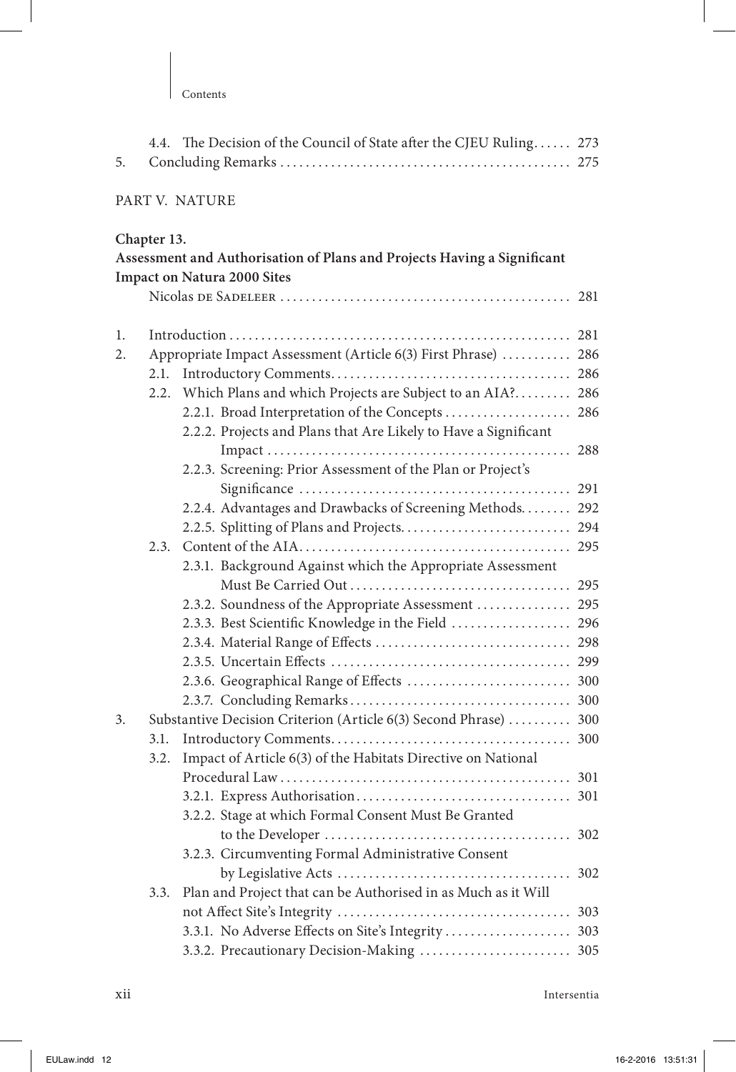4.4. The Decision of the Council of State after the CJEU Ruling...... 273
5. Concluding Remarks ............................................. 275

PART V. NATURE

**Chapter 13.**
**Assessment and Authorisation of Plans and Projects Having a Significant Impact on Natura 2000 Sites**
Nicolas DE SADELEER ............................................. 281

1. Introduction ..................................................... 281
2. Appropriate Impact Assessment (Article 6(3) First Phrase) .......... 286
   2.1. Introductory Comments..................................... 286
   2.2. Which Plans and which Projects are Subject to an AIA?......... 286
      2.2.1. Broad Interpretation of the Concepts ................... 286
      2.2.2. Projects and Plans that Are Likely to Have a Significant Impact ................................................ 288
      2.2.3. Screening: Prior Assessment of the Plan or Project's Significance .......................................... 291
      2.2.4. Advantages and Drawbacks of Screening Methods........ 292
      2.2.5. Splitting of Plans and Projects.......................... 294
   2.3. Content of the AIA.......................................... 295
      2.3.1. Background Against which the Appropriate Assessment Must Be Carried Out .................................. 295
      2.3.2. Soundness of the Appropriate Assessment .............. 295
      2.3.3. Best Scientific Knowledge in the Field .................. 296
      2.3.4. Material Range of Effects .............................. 298
      2.3.5. Uncertain Effects ..................................... 299
      2.3.6. Geographical Range of Effects ......................... 300
      2.3.7. Concluding Remarks.................................. 300
3. Substantive Decision Criterion (Article 6(3) Second Phrase) .......... 300
   3.1. Introductory Comments...................................... 300
   3.2. Impact of Article 6(3) of the Habitats Directive on National Procedural Law ............................................. 301
      3.2.1. Express Authorisation................................. 301
      3.2.2. Stage at which Formal Consent Must Be Granted to the Developer ...................................... 302
      3.2.3. Circumventing Formal Administrative Consent by Legislative Acts .................................... 302
   3.3. Plan and Project that can be Authorised in as Much as it Will not Affect Site's Integrity .................................... 303
      3.3.1. No Adverse Effects on Site's Integrity .................... 303
      3.3.2. Precautionary Decision-Making ........................ 305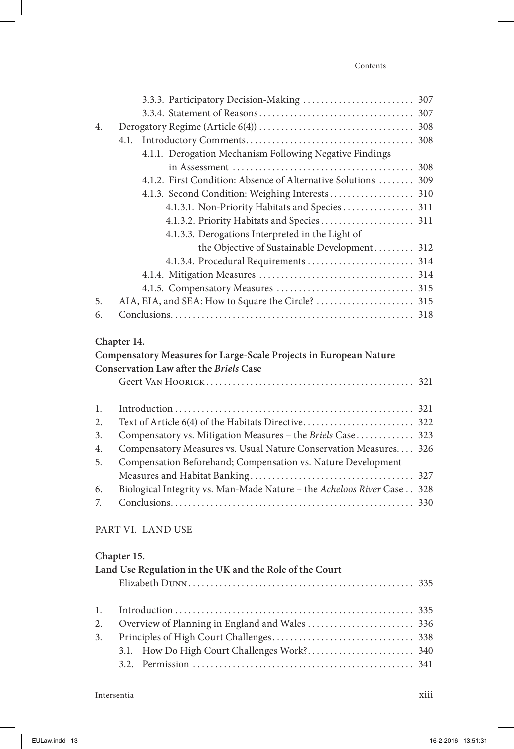3.3.3. Participatory Decision-Making ........................ 307
3.3.4. Statement of Reasons ........................ 307

4. Derogatory Regime (Article 6(4)) ........................ 308
   4.1. Introductory Comments ........................ 308
        4.1.1. Derogation Mechanism Following Negative Findings in Assessment ........................ 308
        4.1.2. First Condition: Absence of Alternative Solutions ........................ 309
        4.1.3. Second Condition: Weighing Interests ........................ 310
               4.1.3.1. Non-Priority Habitats and Species ........................ 311
               4.1.3.2. Priority Habitats and Species ........................ 311
               4.1.3.3. Derogations Interpreted in the Light of the Objective of Sustainable Development ........................ 312
               4.1.3.4. Procedural Requirements ........................ 314
        4.1.4. Mitigation Measures ........................ 314
        4.1.5. Compensatory Measures ........................ 315
5. AIA, EIA, and SEA: How to Square the Circle? ........................ 315
6. Conclusions ........................ 318

**Chapter 14.**
**Compensatory Measures for Large-Scale Projects in European Nature Conservation Law after the *Briels* Case**

Geert Van Hoorick ........................ 321

1. Introduction ........................ 321
2. Text of Article 6(4) of the Habitats Directive ........................ 322
3. Compensatory vs. Mitigation Measures – the *Briels* Case ........................ 323
4. Compensatory Measures vs. Usual Nature Conservation Measures ........................ 326
5. Compensation Beforehand; Compensation vs. Nature Development Measures and Habitat Banking ........................ 327
6. Biological Integrity vs. Man-Made Nature – the *Acheloos River* Case ........................ 328
7. Conclusions ........................ 330

PART VI. LAND USE

**Chapter 15.**
**Land Use Regulation in the UK and the Role of the Court**

Elizabeth Dunn ........................ 335

1. Introduction ........................ 335
2. Overview of Planning in England and Wales ........................ 336
3. Principles of High Court Challenges ........................ 338
   3.1. How Do High Court Challenges Work? ........................ 340
   3.2. Permission ........................ 341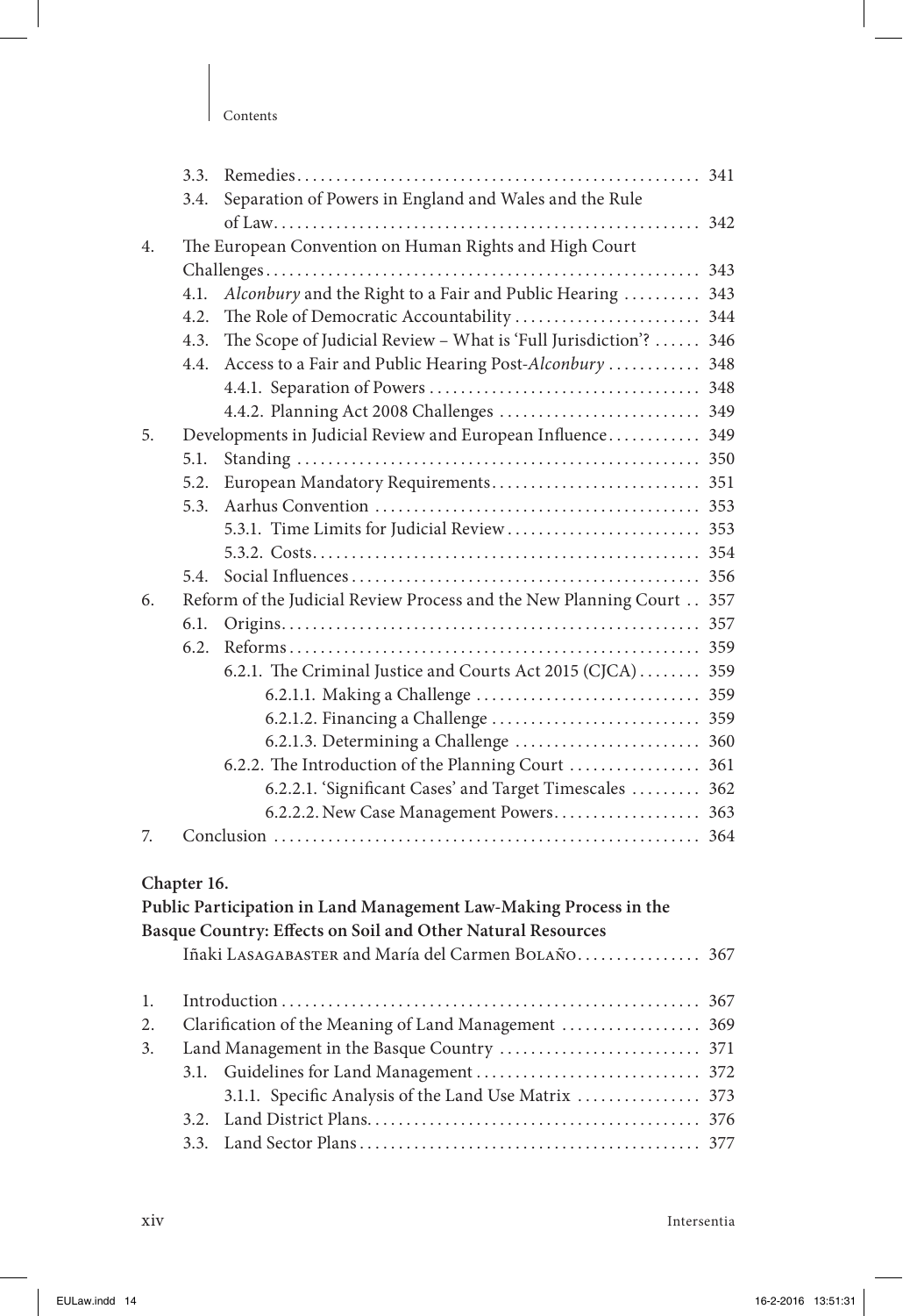3.3. Remedies ... 341
3.4. Separation of Powers in England and Wales and the Rule of Law ... 342

4. The European Convention on Human Rights and High Court Challenges ... 343
   4.1. *Alconbury* and the Right to a Fair and Public Hearing ... 343
   4.2. The Role of Democratic Accountability ... 344
   4.3. The Scope of Judicial Review – What is 'Full Jurisdiction'? ... 346
   4.4. Access to a Fair and Public Hearing Post-*Alconbury* ... 348
      4.4.1. Separation of Powers ... 348
      4.4.2. Planning Act 2008 Challenges ... 349
5. Developments in Judicial Review and European Influence ... 349
   5.1. Standing ... 350
   5.2. European Mandatory Requirements ... 351
   5.3. Aarhus Convention ... 353
      5.3.1. Time Limits for Judicial Review ... 353
      5.3.2. Costs ... 354
   5.4. Social Influences ... 356
6. Reform of the Judicial Review Process and the New Planning Court ... 357
   6.1. Origins ... 357
   6.2. Reforms ... 359
      6.2.1. The Criminal Justice and Courts Act 2015 (CJCA) ... 359
         6.2.1.1. Making a Challenge ... 359
         6.2.1.2. Financing a Challenge ... 359
         6.2.1.3. Determining a Challenge ... 360
      6.2.2. The Introduction of the Planning Court ... 361
         6.2.2.1. 'Significant Cases' and Target Timescales ... 362
         6.2.2.2. New Case Management Powers ... 363
7. Conclusion ... 364

**Chapter 16.**
**Public Participation in Land Management Law-Making Process in the Basque Country: Effects on Soil and Other Natural Resources**
Iñaki Lasagabaster and María del Carmen Bolaño ... 367

1. Introduction ... 367
2. Clarification of the Meaning of Land Management ... 369
3. Land Management in the Basque Country ... 371
   3.1. Guidelines for Land Management ... 372
      3.1.1. Specific Analysis of the Land Use Matrix ... 373
   3.2. Land District Plans ... 376
   3.3. Land Sector Plans ... 377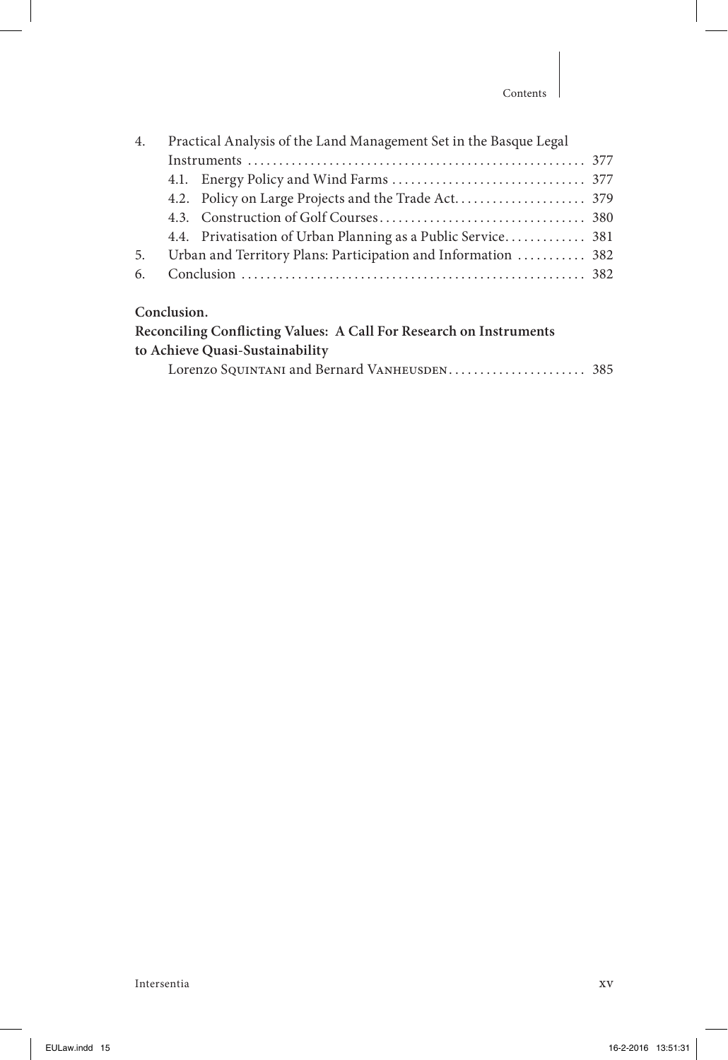4. Practical Analysis of the Land Management Set in the Basque Legal Instruments . . . . . . . . . . . . . . . . . . . . . . . . . . . . . . . . . . . . . . . . . . . . . . . . . . . . 377
   4.1. Energy Policy and Wind Farms . . . . . . . . . . . . . . . . . . . . . . . . . . . . . . . 377
   4.2. Policy on Large Projects and the Trade Act. . . . . . . . . . . . . . . . . . . . . 379
   4.3. Construction of Golf Courses . . . . . . . . . . . . . . . . . . . . . . . . . . . . . . . . 380
   4.4. Privatisation of Urban Planning as a Public Service. . . . . . . . . . . . . 381
5. Urban and Territory Plans: Participation and Information . . . . . . . . . . . 382
6. Conclusion . . . . . . . . . . . . . . . . . . . . . . . . . . . . . . . . . . . . . . . . . . . . . . . . . . . . . . 382

**Conclusion.**
**Reconciling Conflicting Values: A Call For Research on Instruments to Achieve Quasi-Sustainability**
Lorenzo Squintani and Bernard Vanheusden. . . . . . . . . . . . . . . . . . . . . . . 385